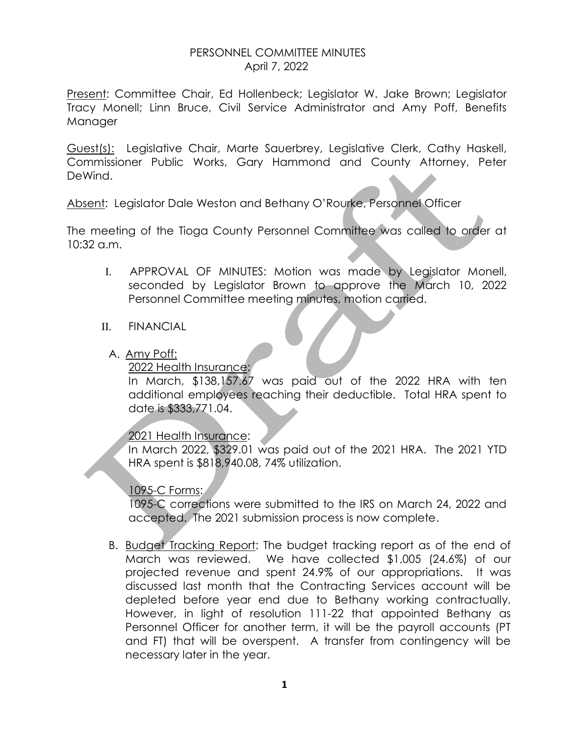# PERSONNEL COMMITTEE MINUTES

April 7, 2022

Present: Committee Chair, Ed Hollenbeck; Legislator W. Jake Brown; Legislator Tracy Monell; Linn Bruce, Civil Service Administrator and Amy Poff, Benefits Manager

Guest(s): Legislative Chair, Marte Sauerbrey, Legislative Clerk, Cathy Haskell, Commissioner Public Works, Gary Hammond and County Attorney, Peter DeWind.

Absent: Legislator Dale Weston and Bethany O'Rourke, Personnel Officer

The meeting of the Tioga County Personnel Committee was called to order at 10:32 a.m.

I. APPROVAL OF MINUTES: Motion was made by Legislator Monell, seconded by Legislator Brown to approve the March 10, 2022 Personnel Committee meeting minutes, motion carried.

II. FINANCIAL

A. Amy Poff:

2022 Health Insurance:
In March, $138,157.67 was paid out of the 2022 HRA with ten additional employees reaching their deductible. Total HRA spent to date is $333,771.04.

2021 Health Insurance:
In March 2022, $329.01 was paid out of the 2021 HRA. The 2021 YTD HRA spent is $818,940.08, 74% utilization.

1095-C Forms:
1095-C corrections were submitted to the IRS on March 24, 2022 and accepted. The 2021 submission process is now complete.

B. Budget Tracking Report: The budget tracking report as of the end of March was reviewed. We have collected $1,005 (24.6%) of our projected revenue and spent 24.9% of our appropriations. It was discussed last month that the Contracting Services account will be depleted before year end due to Bethany working contractually. However, in light of resolution 111-22 that appointed Bethany as Personnel Officer for another term, it will be the payroll accounts (PT and FT) that will be overspent. A transfer from contingency will be necessary later in the year.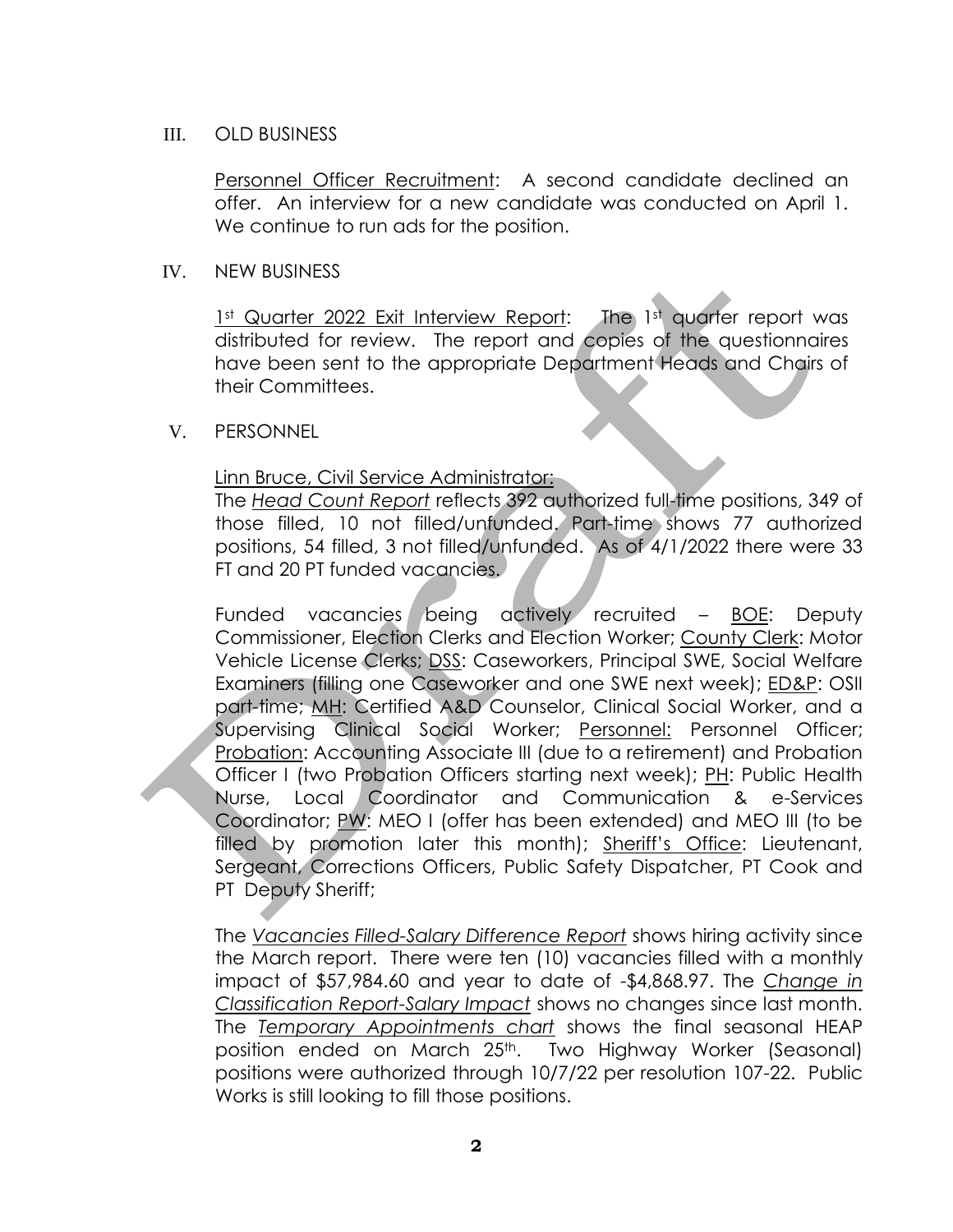## III. OLD BUSINESS

Personnel Officer Recruitment: A second candidate declined an offer. An interview for a new candidate was conducted on April 1. We continue to run ads for the position.

## IV. NEW BUSINESS

1st Quarter 2022 Exit Interview Report: The 1st quarter report was distributed for review. The report and copies of the questionnaires have been sent to the appropriate Department Heads and Chairs of their Committees.

## V. PERSONNEL

Linn Bruce, Civil Service Administrator:

The *Head Count Report* reflects 392 authorized full-time positions, 349 of those filled, 10 not filled/unfunded. Part-time shows 77 authorized positions, 54 filled, 3 not filled/unfunded. As of 4/1/2022 there were 33 FT and 20 PT funded vacancies.

Funded vacancies being actively recruited – BOE: Deputy Commissioner, Election Clerks and Election Worker; County Clerk: Motor Vehicle License Clerks; DSS: Caseworkers, Principal SWE, Social Welfare Examiners (filling one Caseworker and one SWE next week); ED&P: OSII part-time; MH: Certified A&D Counselor, Clinical Social Worker, and a Supervising Clinical Social Worker; Personnel: Personnel Officer; Probation: Accounting Associate III (due to a retirement) and Probation Officer I (two Probation Officers starting next week); PH: Public Health Nurse, Local Coordinator and Communication & e-Services Coordinator; PW: MEO I (offer has been extended) and MEO III (to be filled by promotion later this month); Sheriff's Office: Lieutenant, Sergeant, Corrections Officers, Public Safety Dispatcher, PT Cook and PT Deputy Sheriff;

The *Vacancies Filled-Salary Difference Report* shows hiring activity since the March report. There were ten (10) vacancies filled with a monthly impact of $57,984.60 and year to date of -$4,868.97. The *Change in Classification Report-Salary Impact* shows no changes since last month. The *Temporary Appointments chart* shows the final seasonal HEAP position ended on March 25th. Two Highway Worker (Seasonal) positions were authorized through 10/7/22 per resolution 107-22. Public Works is still looking to fill those positions.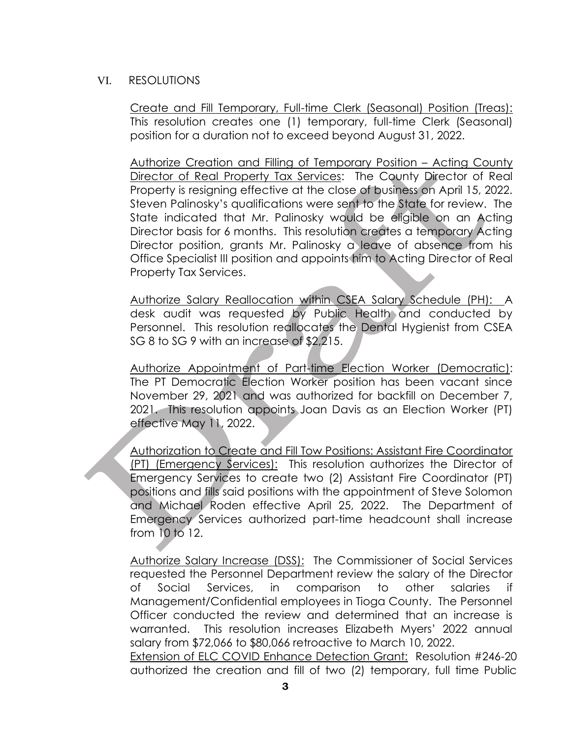## VI. RESOLUTIONS

<u>Create and Fill Temporary, Full-time Clerk (Seasonal) Position (Treas):</u> This resolution creates one (1) temporary, full-time Clerk (Seasonal) position for a duration not to exceed beyond August 31, 2022.

<u>Authorize Creation and Filling of Temporary Position – Acting County Director of Real Property Tax Services</u>: The County Director of Real Property is resigning effective at the close of business on April 15, 2022. Steven Palinosky's qualifications were sent to the State for review. The State indicated that Mr. Palinosky would be eligible on an Acting Director basis for 6 months. This resolution creates a temporary Acting Director position, grants Mr. Palinosky a leave of absence from his Office Specialist III position and appoints him to Acting Director of Real Property Tax Services.

<u>Authorize Salary Reallocation within CSEA Salary Schedule (PH):</u> A desk audit was requested by Public Health and conducted by Personnel. This resolution reallocates the Dental Hygienist from CSEA SG 8 to SG 9 with an increase of $2,215.

<u>Authorize Appointment of Part-time Election Worker (Democratic)</u>: The PT Democratic Election Worker position has been vacant since November 29, 2021 and was authorized for backfill on December 7, 2021. This resolution appoints Joan Davis as an Election Worker (PT) effective May 11, 2022.

<u>Authorization to Create and Fill Tow Positions: Assistant Fire Coordinator (PT) (Emergency Services):</u> This resolution authorizes the Director of Emergency Services to create two (2) Assistant Fire Coordinator (PT) positions and fills said positions with the appointment of Steve Solomon and Michael Roden effective April 25, 2022. The Department of Emergency Services authorized part-time headcount shall increase from 10 to 12.

<u>Authorize Salary Increase (DSS):</u> The Commissioner of Social Services requested the Personnel Department review the salary of the Director of Social Services, in comparison to other salaries if Management/Confidential employees in Tioga County. The Personnel Officer conducted the review and determined that an increase is warranted. This resolution increases Elizabeth Myers' 2022 annual salary from $72,066 to $80,066 retroactive to March 10, 2022.

<u>Extension of ELC COVID Enhance Detection Grant:</u> Resolution #246-20 authorized the creation and fill of two (2) temporary, full time Public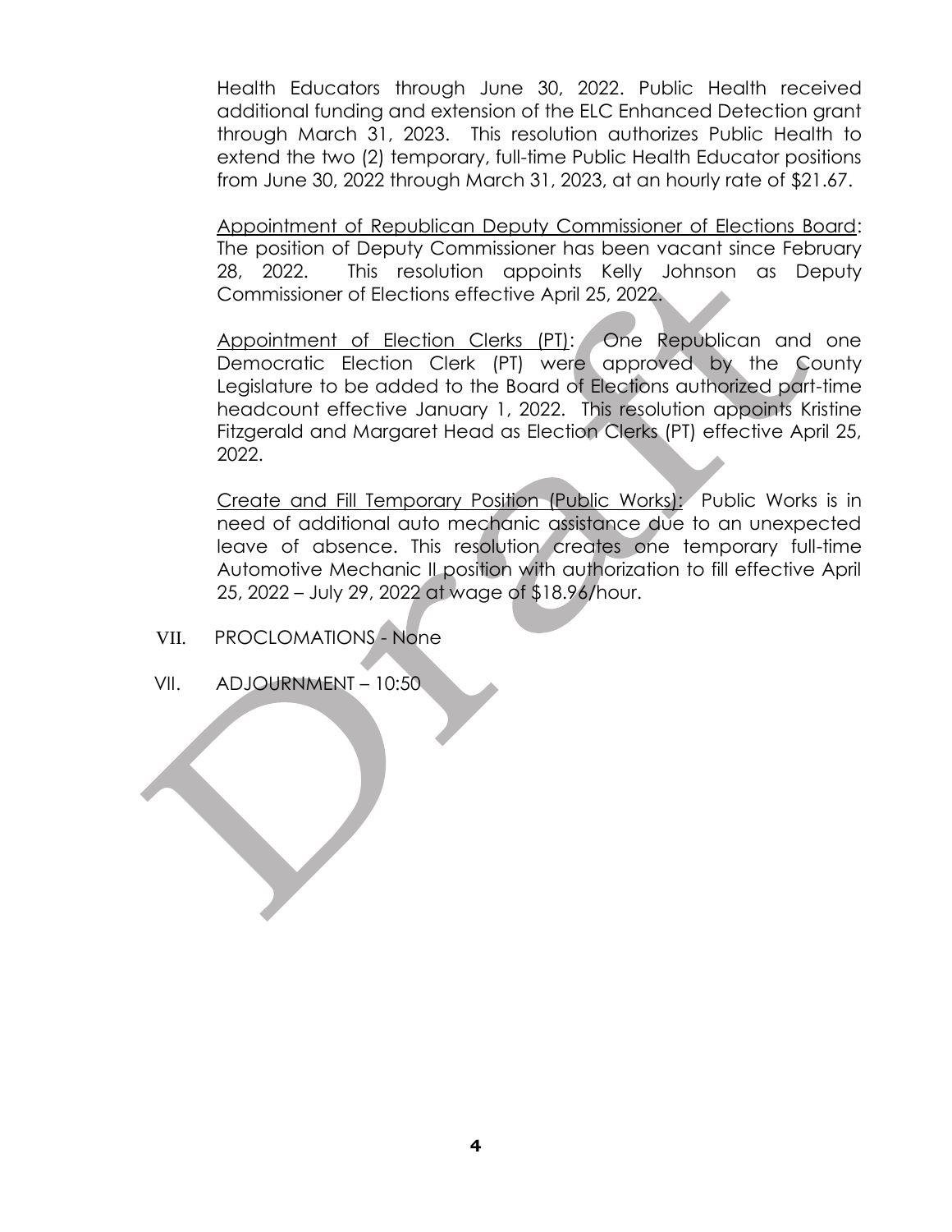Health Educators through June 30, 2022. Public Health received additional funding and extension of the ELC Enhanced Detection grant through March 31, 2023. This resolution authorizes Public Health to extend the two (2) temporary, full-time Public Health Educator positions from June 30, 2022 through March 31, 2023, at an hourly rate of $21.67.

<u>Appointment of Republican Deputy Commissioner of Elections Board</u>: The position of Deputy Commissioner has been vacant since February 28, 2022. This resolution appoints Kelly Johnson as Deputy Commissioner of Elections effective April 25, 2022.

<u>Appointment of Election Clerks (PT)</u>: One Republican and one Democratic Election Clerk (PT) were approved by the County Legislature to be added to the Board of Elections authorized part-time headcount effective January 1, 2022. This resolution appoints Kristine Fitzgerald and Margaret Head as Election Clerks (PT) effective April 25, 2022.

<u>Create and Fill Temporary Position (Public Works)</u>: Public Works is in need of additional auto mechanic assistance due to an unexpected leave of absence. This resolution creates one temporary full-time Automotive Mechanic II position with authorization to fill effective April 25, 2022 – July 29, 2022 at wage of $18.96/hour.

VII. PROCLOMATIONS - None

VII. ADJOURNMENT – 10:50